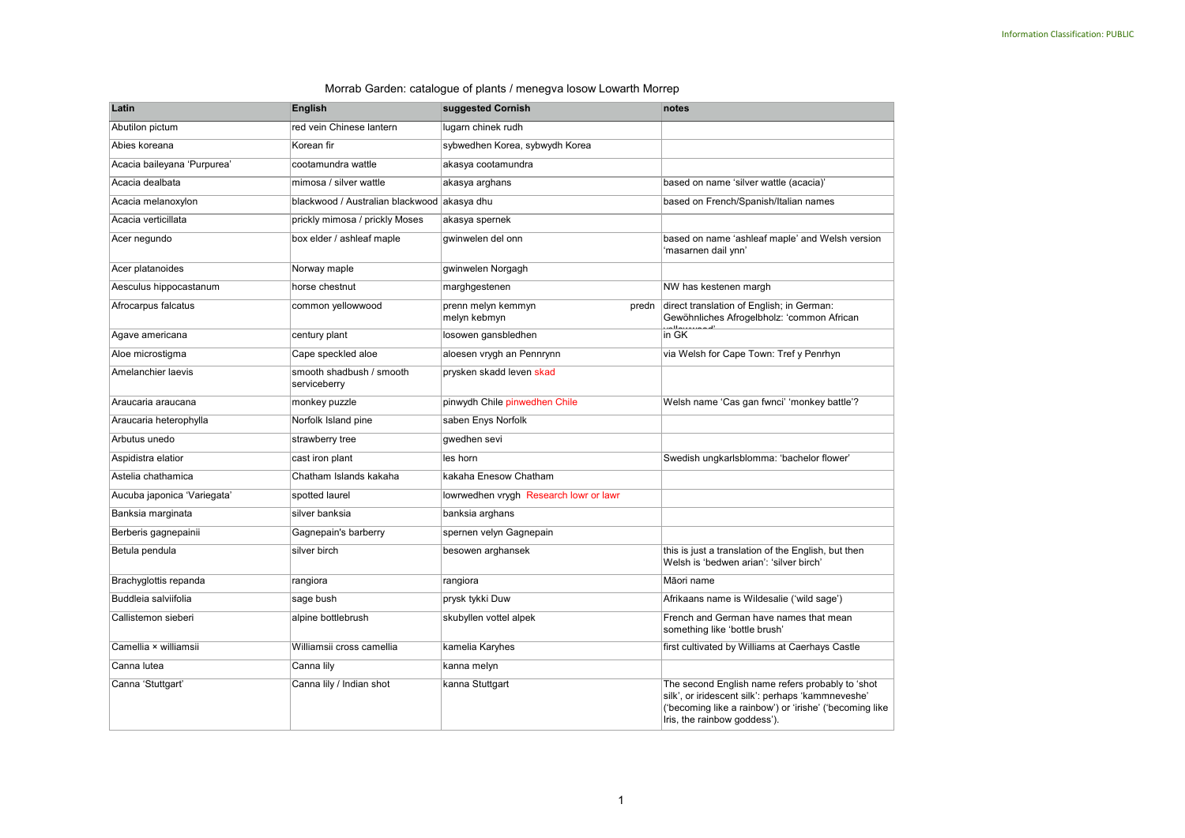Morrab Garden: catalogue of plants / menegva losow Lowarth Morrep

| Latin | English | suggested Cornish | notes |
|---|---|---|---|
| Abutilon pictum | red vein Chinese lantern | lugarn chinek rudh | |
| Abies koreana | Korean fir | sybwedhen Korea, sybwydh Korea | |
| Acacia baileyana 'Purpurea' | cootamundra wattle | akasya cootamundra | |
| Acacia dealbata | mimosa / silver wattle | akasya arghans | based on name 'silver wattle (acacia)' |
| Acacia melanoxylon | blackwood / Australian blackwood | akasya dhu | based on French/Spanish/Italian names |
| Acacia verticillata | prickly mimosa / prickly Moses | akasya spernek | |
| Acer negundo | box elder / ashleaf maple | gwinwelen del onn | based on name 'ashleaf maple' and Welsh version 'masarnen dail ynn' |
| Acer platanoides | Norway maple | gwinwelen Norgagh | |
| Aesculus hippocastanum | horse chestnut | marghgestenen | NW has kestenen margh |
| Afrocarpus falcatus | common yellowwood | prenn melyn kemmyn predn melyn kebmyn | direct translation of English; in German: Gewöhnliches Afrogelbholz: 'common African yellowwood' |
| Agave americana | century plant | losowen gansbledhen | in GK |
| Aloe microstigma | Cape speckled aloe | aloesen vrygh an Pennrynn | via Welsh for Cape Town: Tref y Penrhyn |
| Amelanchier laevis | smooth shadbush / smooth serviceberry | prysken skadd leven skad | |
| Araucaria araucana | monkey puzzle | pinwydh Chile pinwedhen Chile | Welsh name 'Cas gan fwnci' 'monkey battle'? |
| Araucaria heterophylla | Norfolk Island pine | saben Enys Norfolk | |
| Arbutus unedo | strawberry tree | gwedhen sevi | |
| Aspidistra elatior | cast iron plant | les horn | Swedish ungkarlsblomma: 'bachelor flower' |
| Astelia chathamica | Chatham Islands kakaha | kakaha Enesow Chatham | |
| Aucuba japonica 'Variegata' | spotted laurel | lowrwedhen vrygh Research lowr or lawr | |
| Banksia marginata | silver banksia | banksia arghans | |
| Berberis gagnepainii | Gagnepain's barberry | spernen velyn Gagnepain | |
| Betula pendula | silver birch | besowen arghansek | this is just a translation of the English, but then Welsh is 'bedwen arian': 'silver birch' |
| Brachyglottis repanda | rangiora | rangiora | Māori name |
| Buddleia salviifolia | sage bush | prysk tykki Duw | Afrikaans name is Wildesalie ('wild sage') |
| Callistemon sieberi | alpine bottlebrush | skubyllen vottel alpek | French and German have names that mean something like 'bottle brush' |
| Camellia × williamsii | Williamsii cross camellia | kamelia Karyhes | first cultivated by Williams at Caerhays Castle |
| Canna lutea | Canna lily | kanna melyn | |
| Canna 'Stuttgart' | Canna lily / Indian shot | kanna Stuttgart | The second English name refers probably to 'shot silk', or iridescent silk': perhaps 'kammneveshe' ('becoming like a rainbow') or 'irishe' ('becoming like Iris, the rainbow goddess'). |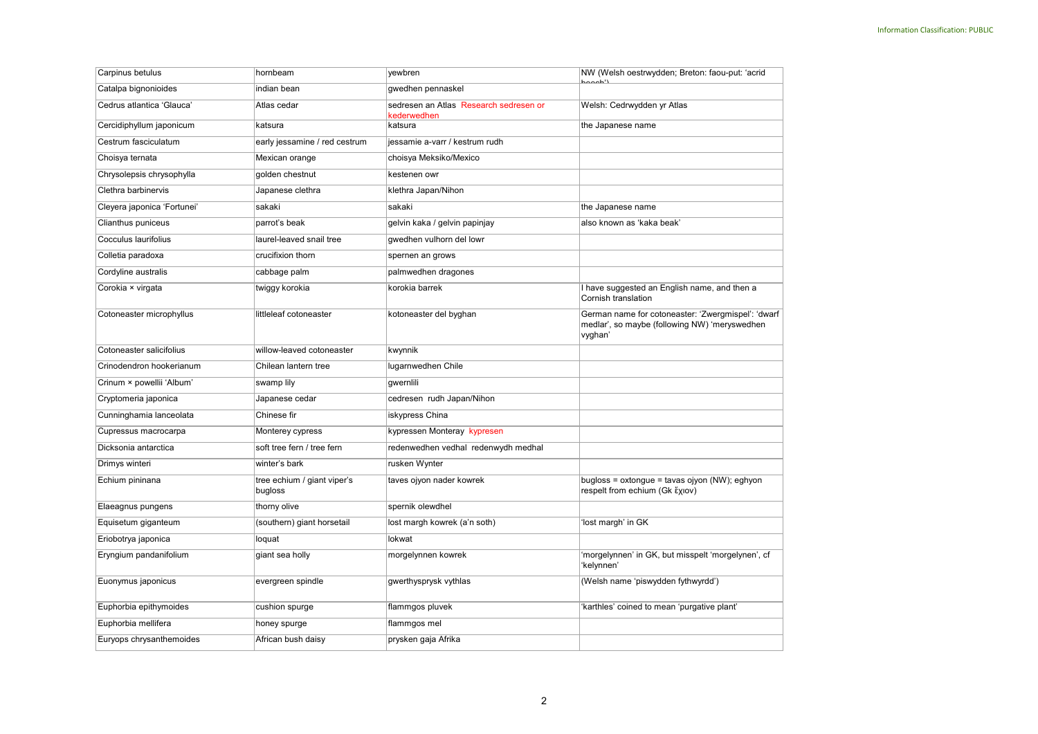| Carpinus betulus | hornbeam | yewbren | NW (Welsh oestrwydden; Breton: faou-put: 'acrid beech') |
|---|---|---|---|
| Catalpa bignonioides | indian bean | gwedhen pennaskel | |
| Cedrus atlantica 'Glauca' | Atlas cedar | sedresen an Atlas Research sedresen or kederwedhen | Welsh: Cedrwydden yr Atlas |
| Cercidiphyllum japonicum | katsura | katsura | the Japanese name |
| Cestrum fasciculatum | early jessamine / red cestrum | jessamie a-varr / kestrum rudh | |
| Choisya ternata | Mexican orange | choisya Meksiko/Mexico | |
| Chrysolepsis chrysophylla | golden chestnut | kestenen owr | |
| Clethra barbinervis | Japanese clethra | klethra Japan/Nihon | |
| Cleyera japonica 'Fortunei' | sakaki | sakaki | the Japanese name |
| Clianthus puniceus | parrot's beak | gelvin kaka / gelvin papinjay | also known as 'kaka beak' |
| Cocculus laurifolius | laurel-leaved snail tree | gwedhen vulhorn del lowr | |
| Colletia paradoxa | crucifixion thorn | spernen an grows | |
| Cordyline australis | cabbage palm | palmwedhen dragones | |
| Corokia × virgata | twiggy korokia | korokia barrek | I have suggested an English name, and then a Cornish translation |
| Cotoneaster microphyllus | littleleaf cotoneaster | kotoneaster del byghan | German name for cotoneaster: 'Zwergmispel': 'dwarf medlar', so maybe (following NW) 'meryswedhen vyghan' |
| Cotoneaster salicifolius | willow-leaved cotoneaster | kwynnik | |
| Crinodendron hookerianum | Chilean lantern tree | lugarnwedhen Chile | |
| Crinum × powellii 'Album' | swamp lily | gwernlili | |
| Cryptomeria japonica | Japanese cedar | cedresen rudh Japan/Nihon | |
| Cunninghamia lanceolata | Chinese fir | iskypress China | |
| Cupressus macrocarpa | Monterey cypress | kypressen Monteray kypresen | |
| Dicksonia antarctica | soft tree fern / tree fern | redenwedhen vedhal redenwydh medhal | |
| Drimys winteri | winter's bark | rusken Wynter | |
| Echium pininana | tree echium / giant viper's bugloss | taves ojyon nader kowrek | bugloss = oxtongue = tavas ojyon (NW); eghyon respelt from echium (Gk ἔχιον) |
| Elaeagnus pungens | thorny olive | spernik olewdhel | |
| Equisetum giganteum | (southern) giant horsetail | lost margh kowrek (a'n soth) | 'lost margh' in GK |
| Eriobotrya japonica | loquat | lokwat | |
| Eryngium pandanifolium | giant sea holly | morgelynnen kowrek | 'morgelynnen' in GK, but misspelt 'morgelynen', cf 'kelynnen' |
| Euonymus japonicus | evergreen spindle | gwerthysprysk vythlas | (Welsh name 'piswydden fythwyrdd') |
| Euphorbia epithymoides | cushion spurge | flammgos pluvek | 'karthles' coined to mean 'purgative plant' |
| Euphorbia mellifera | honey spurge | flammgos mel | |
| Euryops chrysanthemoides | African bush daisy | prysken gaja Afrika | |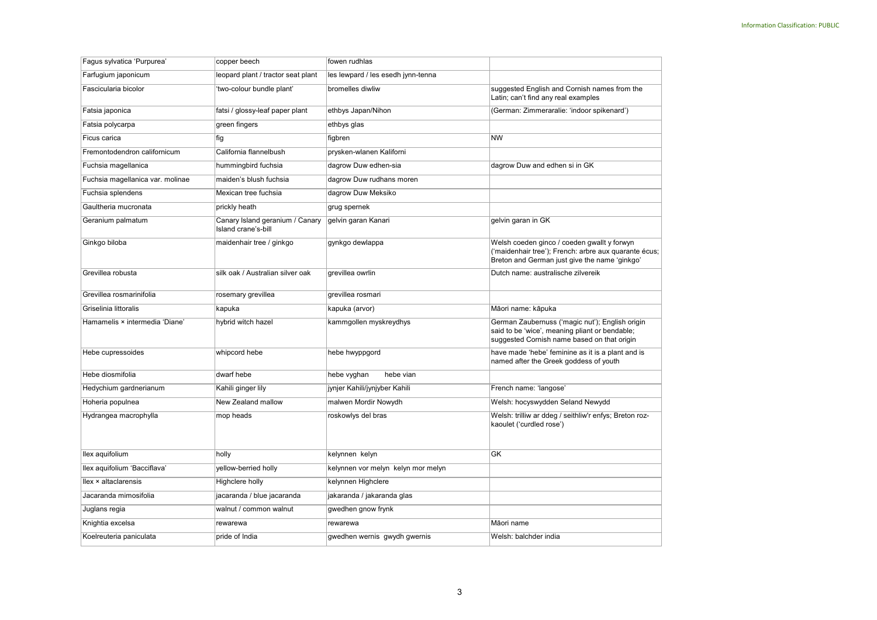| Fagus sylvatica 'Purpurea' | copper beech | fowen rudhlas | |
|---|---|---|---|
| Farfugium japonicum | leopard plant / tractor seat plant | les lewpard / les esedh jynn-tenna | |
| Fascicularia bicolor | 'two-colour bundle plant' | bromelles diwliw | suggested English and Cornish names from the Latin; can't find any real examples |
| Fatsia japonica | fatsi / glossy-leaf paper plant | ethbys Japan/Nihon | (German: Zimmeraralie: 'indoor spikenard') |
| Fatsia polycarpa | green fingers | ethbys glas | |
| Ficus carica | fig | figbren | NW |
| Fremontodendron californicum | California flannelbush | prysken-wlanen Kaliforni | |
| Fuchsia magellanica | hummingbird fuchsia | dagrow Duw edhen-sia | dagrow Duw and edhen si in GK |
| Fuchsia magellanica var. molinae | maiden's blush fuchsia | dagrow Duw rudhans moren | |
| Fuchsia splendens | Mexican tree fuchsia | dagrow Duw Meksiko | |
| Gaultheria mucronata | prickly heath | grug spernek | |
| Geranium palmatum | Canary Island geranium / Canary Island crane's-bill | gelvin garan Kanari | gelvin garan in GK |
| Ginkgo biloba | maidenhair tree / ginkgo | gynkgo dewlappa | Welsh coeden ginco / coeden gwallt y forwyn ('maidenhair tree'); French: arbre aux quarante écus; Breton and German just give the name 'ginkgo' |
| Grevillea robusta | silk oak / Australian silver oak | grevillea owrlin | Dutch name: australische zilvereik |
| Grevillea rosmarinifolia | rosemary grevillea | grevillea rosmari | |
| Griselinia littoralis | kapuka | kapuka (arvor) | Māori name: kāpuka |
| Hamamelis × intermedia 'Diane' | hybrid witch hazel | kammgollen myskreydhys | German Zaubernuss ('magic nut'); English origin said to be 'wice', meaning pliant or bendable; suggested Cornish name based on that origin |
| Hebe cupressoides | whipcord hebe | hebe hwyppgord | have made 'hebe' feminine as it is a plant and is named after the Greek goddess of youth |
| Hebe diosmifolia | dwarf hebe | hebe vyghan hebe vian | |
| Hedychium gardnerianum | Kahili ginger lily | jynjer Kahili/jynjyber Kahili | French name: 'langose' |
| Hoheria populnea | New Zealand mallow | malwen Mordir Nowydh | Welsh: hocyswydden Seland Newydd |
| Hydrangea macrophylla | mop heads | roskowlys del bras | Welsh: trilliw ar ddeg / seithliw'r enfys; Breton roz-kaoulet ('curdled rose') |
| Ilex aquifolium | holly | kelynnen kelyn | GK |
| Ilex aquifolium 'Bacciflava' | yellow-berried holly | kelynnen vor melyn kelyn mor melyn | |
| Ilex × altaclarensis | Highclere holly | kelynnen Highclere | |
| Jacaranda mimosifolia | jacaranda / blue jacaranda | jakaranda / jakaranda glas | |
| Juglans regia | walnut / common walnut | gwedhen gnow frynk | |
| Knightia excelsa | rewarewa | rewarewa | Māori name |
| Koelreuteria paniculata | pride of India | gwedhen wernis gwydh gwernis | Welsh: balchder india |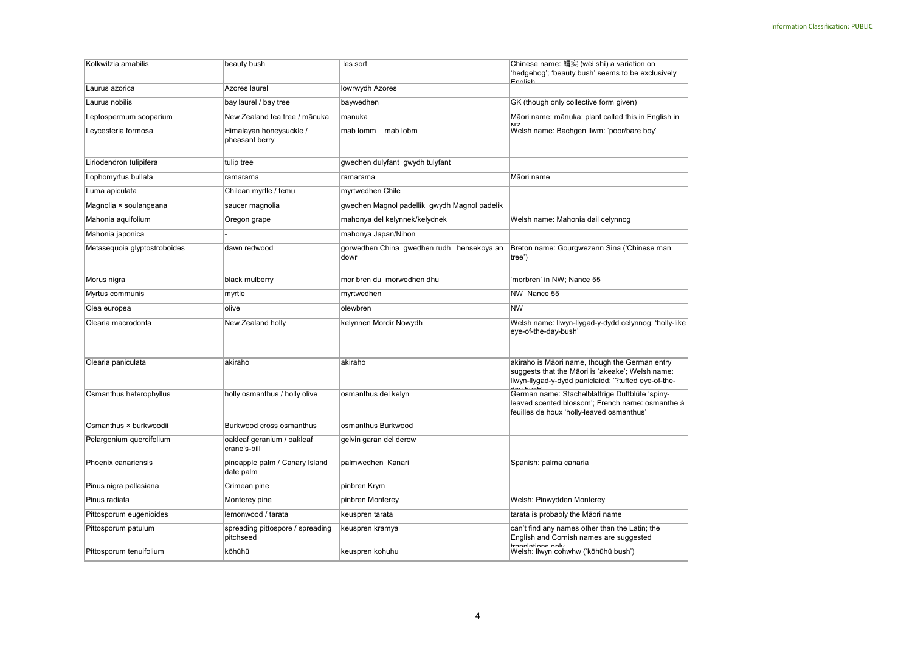| Kolkwitzia amabilis | beauty bush | les sort | Chinese name: 蝟实 (wèi shí) a variation on 'hedgehog'; 'beauty bush' seems to be exclusively English |
|---|---|---|---|
| Laurus azorica | Azores laurel | lowrwydh Azores | |
| Laurus nobilis | bay laurel / bay tree | baywedhen | GK (though only collective form given) |
| Leptospermum scoparium | New Zealand tea tree / mānuka | manuka | Māori name: mānuka; plant called this in English in NZ |
| Leycesteria formosa | Himalayan honeysuckle / pheasant berry | mab lomm mab lobm | Welsh name: Bachgen llwm: 'poor/bare boy' |
| Liriodendron tulipifera | tulip tree | gwedhen dulyfant gwydh tulyfant | |
| Lophomyrtus bullata | ramarama | ramarama | Māori name |
| Luma apiculata | Chilean myrtle / temu | myrtwedhen Chile | |
| Magnolia × soulangeana | saucer magnolia | gwedhen Magnol padellik gwydh Magnol padelik | |
| Mahonia aquifolium | Oregon grape | mahonya del kelynnek/kelydnek | Welsh name: Mahonia dail celynnog |
| Mahonia japonica | - | mahonya Japan/Nihon | |
| Metasequoia glyptostroboides | dawn redwood | gorwedhen China gwedhen rudh hensekoya an dowr | Breton name: Gourgwezenn Sina ('Chinese man tree') |
| Morus nigra | black mulberry | mor bren du morwedhen dhu | 'morbren' in NW; Nance 55 |
| Myrtus communis | myrtle | myrtwedhen | NW Nance 55 |
| Olea europea | olive | olewbren | NW |
| Olearia macrodonta | New Zealand holly | kelynnen Mordir Nowydh | Welsh name: llwyn-llygad-y-dydd celynnog: 'holly-like eye-of-the-day-bush' |
| Olearia paniculata | akiraho | akiraho | akiraho is Māori name, though the German entry suggests that the Māori is 'akeake'; Welsh name: llwyn-llygad-y-dydd paniclaidd: '?tufted eye-of-the-day-bush' |
| Osmanthus heterophyllus | holly osmanthus / holly olive | osmanthus del kelyn | German name: Stachelblättrige Duftblüte 'spiny-leaved scented blossom'; French name: osmanthe à feuilles de houx 'holly-leaved osmanthus' |
| Osmanthus × burkwoodii | Burkwood cross osmanthus | osmanthus Burkwood | |
| Pelargonium quercifolium | oakleaf geranium / oakleaf crane's-bill | gelvin garan del derow | |
| Phoenix canariensis | pineapple palm / Canary Island date palm | palmwedhen Kanari | Spanish: palma canaria |
| Pinus nigra pallasiana | Crimean pine | pinbren Krym | |
| Pinus radiata | Monterey pine | pinbren Monterey | Welsh: Pinwydden Monterey |
| Pittosporum eugenioides | lemonwood / tarata | keuspren tarata | tarata is probably the Māori name |
| Pittosporum patulum | spreading pittospore / spreading pitchseed | keuspren kramya | can't find any names other than the Latin; the English and Cornish names are suggested translations only |
| Pittosporum tenuifolium | kōhūhū | keuspren kohuhu | Welsh: llwyn cohwhw ('kōhūhū bush') |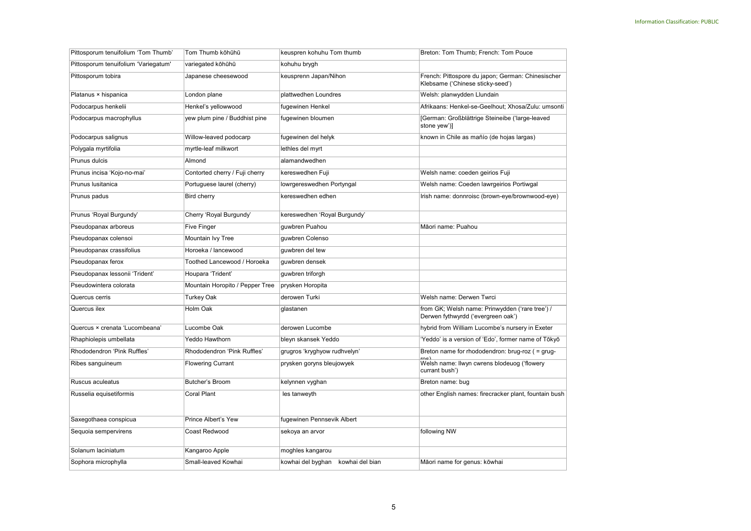| Pittosporum tenuifolium 'Tom Thumb' | Tom Thumb kōhūhū | keuspren kohuhu Tom thumb | Breton: Tom Thumb; French: Tom Pouce |
|---|---|---|---|
| Pittosporum tenuifolium 'Variegatum' | variegated kōhūhū | kohuhu brygh | |
| Pittosporum tobira | Japanese cheesewood | keusprenn Japan/Nihon | French: Pittospore du japon; German: Chinesischer Klebsame ('Chinese sticky-seed') |
| Platanus × hispanica | London plane | plattwedhen Loundres | Welsh: planwydden Llundain |
| Podocarpus henkelii | Henkel's yellowwood | fugewinen Henkel | Afrikaans: Henkel-se-Geelhout; Xhosa/Zulu: umsonti |
| Podocarpus macrophyllus | yew plum pine / Buddhist pine | fugewinen bloumen | [German: Großblättrige Steineibe ('large-leaved stone yew')] |
| Podocarpus salignus | Willow-leaved podocarp | fugewinen del helyk | known in Chile as mañío (de hojas largas) |
| Polygala myrtifolia | myrtle-leaf milkwort | lethles del myrt | |
| Prunus dulcis | Almond | alamandwedhen | |
| Prunus incisa 'Kojo-no-mai' | Contorted cherry / Fuji cherry | kereswedhen Fuji | Welsh name: coeden geirios Fuji |
| Prunus lusitanica | Portuguese laurel (cherry) | lowrgereswedhen Portyngal | Welsh name: Coeden lawrgeirios Portiwgal |
| Prunus padus | Bird cherry | kereswedhen edhen | Irish name: donnroisc (brown-eye/brownwood-eye) |
| Prunus 'Royal Burgundy' | Cherry 'Royal Burgundy' | kereswedhen 'Royal Burgundy' | |
| Pseudopanax arboreus | Five Finger | guwbren Puahou | Māori name: Puahou |
| Pseudopanax colensoi | Mountain Ivy Tree | guwbren Colenso | |
| Pseudopanax crassifolius | Horoeka / lancewood | guwbren del tew | |
| Pseudopanax ferox | Toothed Lancewood / Horoeka | guwbren densek | |
| Pseudopanax lessonii 'Trident' | Houpara 'Trident' | guwbren triforgh | |
| Pseudowintera colorata | Mountain Horopito / Pepper Tree | prysken Horopita | |
| Quercus cerris | Turkey Oak | derowen Turki | Welsh name: Derwen Twrci |
| Quercus ilex | Holm Oak | glastanen | from GK; Welsh name: Prinwydden ('rare tree') / Derwen fythwyrdd ('evergreen oak') |
| Quercus × crenata 'Lucombeana' | Lucombe Oak | derowen Lucombe | hybrid from William Lucombe's nursery in Exeter |
| Rhaphiolepis umbellata | Yeddo Hawthorn | bleyn skansek Yeddo | 'Yeddo' is a version of 'Edo', former name of Tōkyō |
| Rhododendron 'Pink Ruffles' | Rhododendron 'Pink Ruffles' | grugros 'kryghyow rudhvelyn' | Breton name for rhododendron: brug-roz ( = grug-ros) |
| Ribes sanguineum | Flowering Currant | prysken goryns bleujowyek | Welsh name: llwyn cwrens blodeuog ('flowery currant bush') |
| Ruscus aculeatus | Butcher's Broom | kelynnen vyghan | Breton name: bug |
| Russelia equisetiformis | Coral Plant | les tanweyth | other English names: firecracker plant, fountain bush |
| Saxegothaea conspicua | Prince Albert's Yew | fugewinen Pennsevik Albert | |
| Sequoia sempervirens | Coast Redwood | sekoya an arvor | following NW |
| Solanum laciniatum | Kangaroo Apple | moghles kangarou | |
| Sophora microphylla | Small-leaved Kowhai | kowhai del byghan    kowhai del bian | Māori name for genus: kōwhai |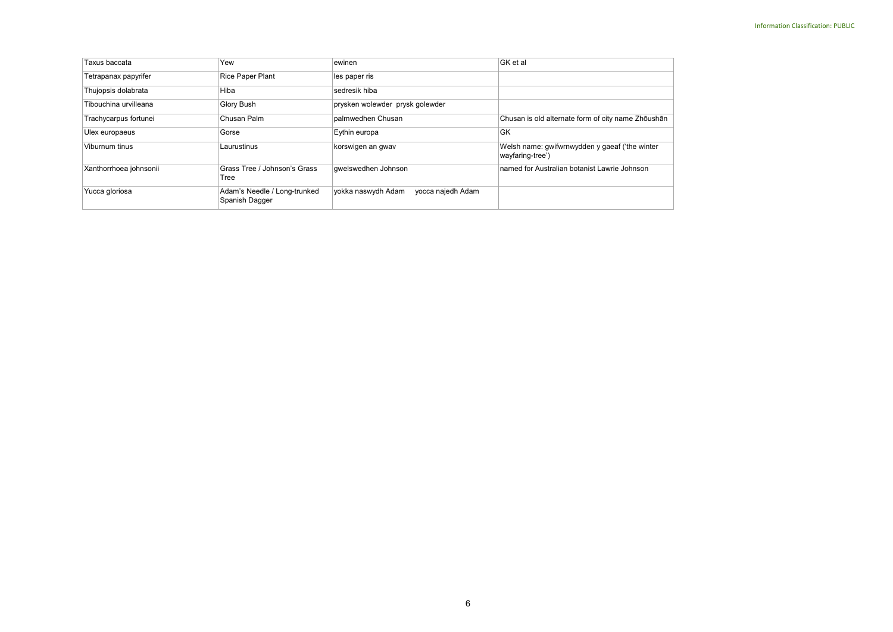| | | | |
|---|---|---|---|
| Taxus baccata | Yew | ewinen | GK et al |
| Tetrapanax papyrifer | Rice Paper Plant | les paper ris | |
| Thujopsis dolabrata | Hiba | sedresik hiba | |
| Tibouchina urvilleana | Glory Bush | prysken wolewder prysk golewder | |
| Trachycarpus fortunei | Chusan Palm | palmwedhen Chusan | Chusan is old alternate form of city name Zhōushān |
| Ulex europaeus | Gorse | Eythin europa | GK |
| Viburnum tinus | Laurustinus | korswigen an gwav | Welsh name: gwifwrnwydden y gaeaf ('the winter wayfaring-tree') |
| Xanthorrhoea johnsonii | Grass Tree / Johnson's Grass Tree | gwelswedhen Johnson | named for Australian botanist Lawrie Johnson |
| Yucca gloriosa | Adam's Needle / Long-trunked Spanish Dagger | yokka naswydh Adam yocca najedh Adam | |